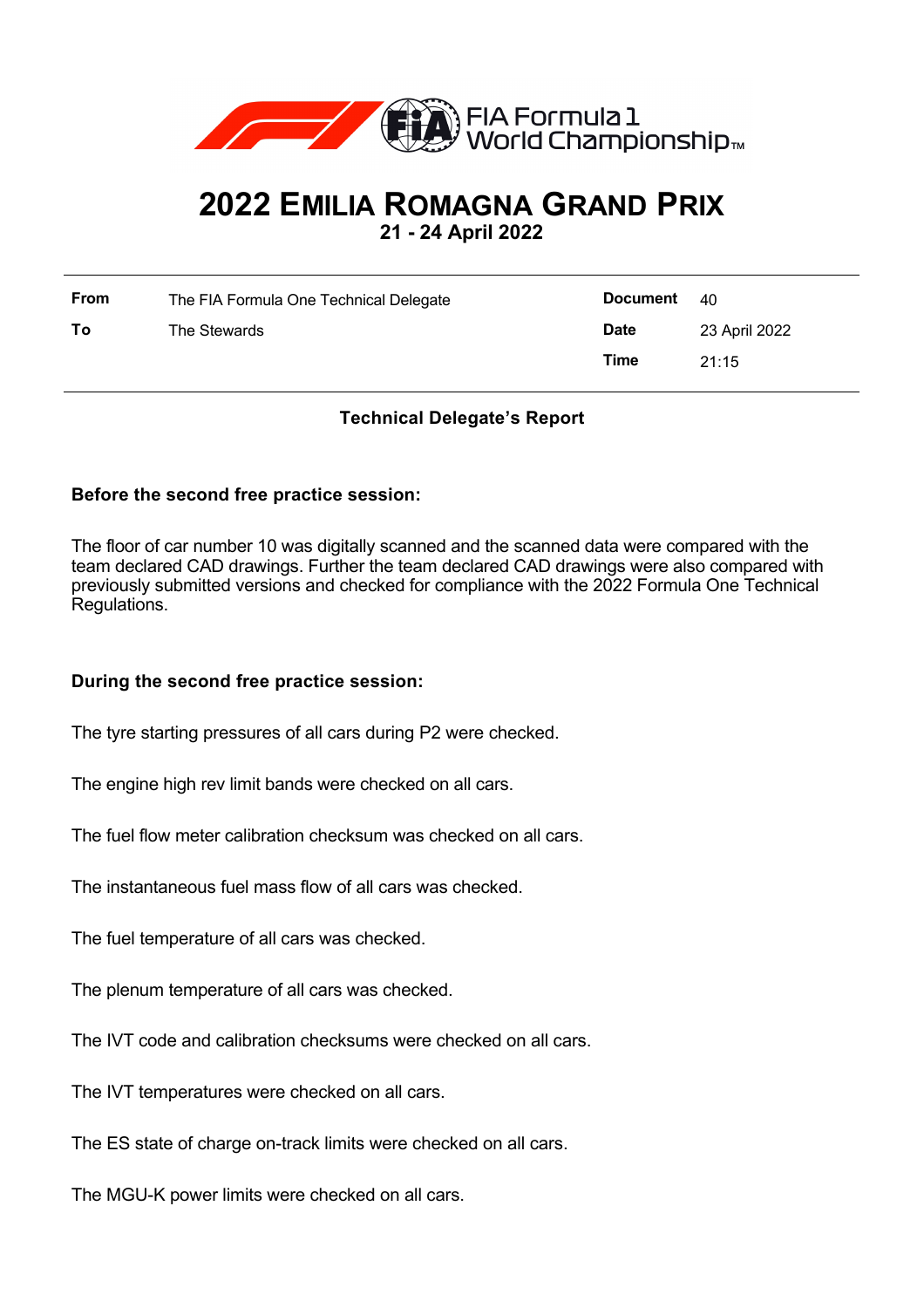# 2022 Emilia Romagna Grand Prix

**21 - 24 April 2022**

| **From** | The FIA Formula One Technical Delegate | **Document** | 40 |
|---|---|---|---|
| **To** | The Stewards | **Date** | 23 April 2022 |
| | | **Time** | 21:15 |

**Technical Delegate's Report**

**Before the second free practice session:**

The floor of car number 10 was digitally scanned and the scanned data were compared with the team declared CAD drawings. Further the team declared CAD drawings were also compared with previously submitted versions and checked for compliance with the 2022 Formula One Technical Regulations.

**During the second free practice session:**

The tyre starting pressures of all cars during P2 were checked.

The engine high rev limit bands were checked on all cars.

The fuel flow meter calibration checksum was checked on all cars.

The instantaneous fuel mass flow of all cars was checked.

The fuel temperature of all cars was checked.

The plenum temperature of all cars was checked.

The IVT code and calibration checksums were checked on all cars.

The IVT temperatures were checked on all cars.

The ES state of charge on-track limits were checked on all cars.

The MGU-K power limits were checked on all cars.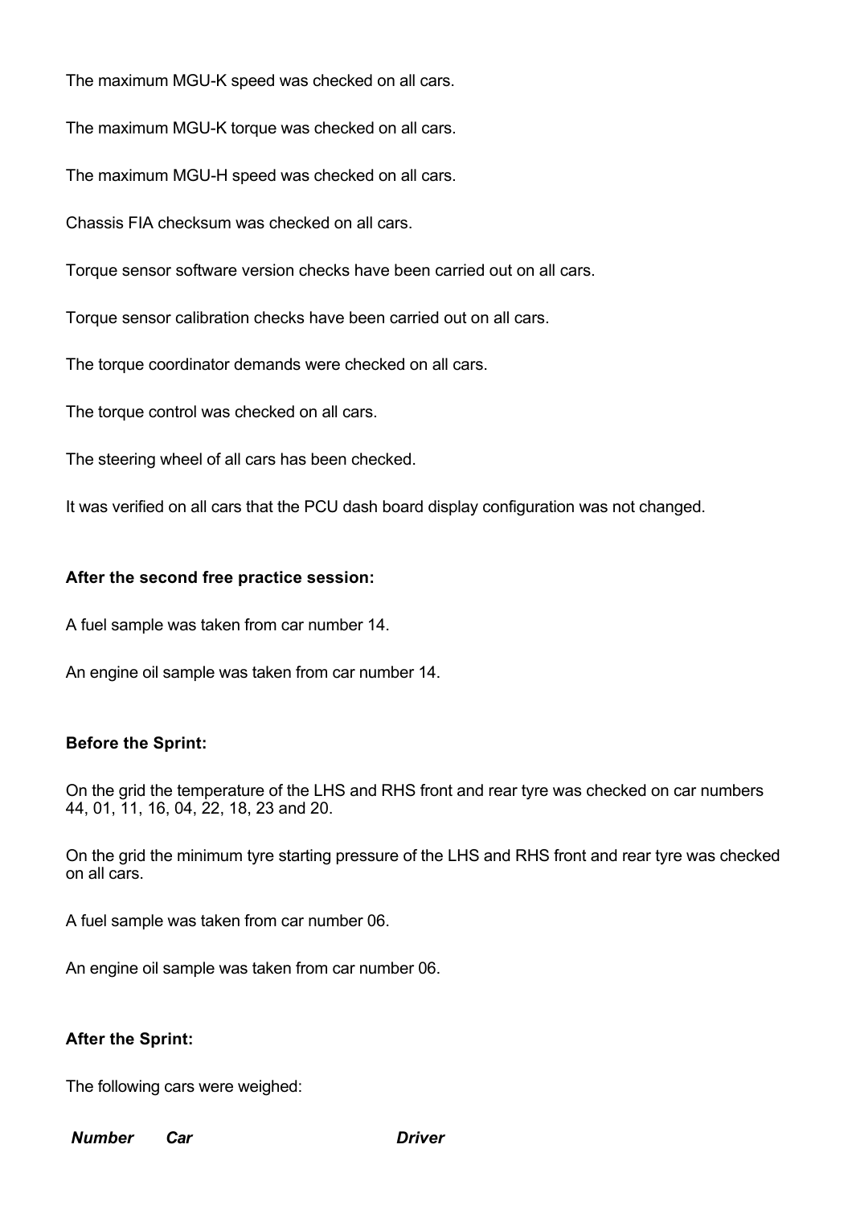The maximum MGU-K speed was checked on all cars.

The maximum MGU-K torque was checked on all cars.

The maximum MGU-H speed was checked on all cars.

Chassis FIA checksum was checked on all cars.

Torque sensor software version checks have been carried out on all cars.

Torque sensor calibration checks have been carried out on all cars.

The torque coordinator demands were checked on all cars.

The torque control was checked on all cars.

The steering wheel of all cars has been checked.

It was verified on all cars that the PCU dash board display configuration was not changed.

**After the second free practice session:**

A fuel sample was taken from car number 14.

An engine oil sample was taken from car number 14.

**Before the Sprint:**

On the grid the temperature of the LHS and RHS front and rear tyre was checked on car numbers 44, 01, 11, 16, 04, 22, 18, 23 and 20.

On the grid the minimum tyre starting pressure of the LHS and RHS front and rear tyre was checked on all cars.

A fuel sample was taken from car number 06.

An engine oil sample was taken from car number 06.

**After the Sprint:**

The following cars were weighed:

| *Number* | *Car* | *Driver* |
|---|---|---|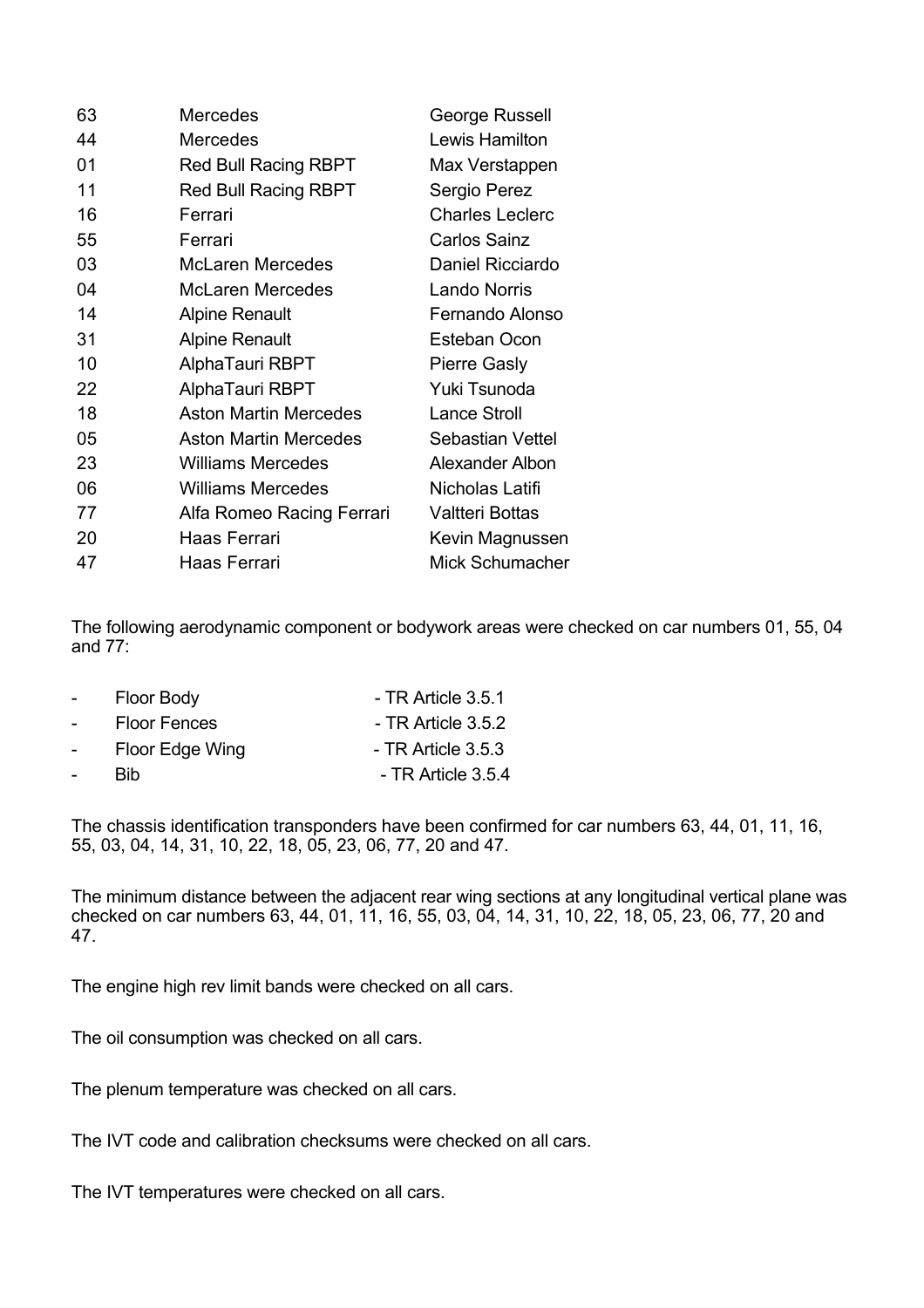| | | |
|---|---|---|
| 63 | Mercedes | George Russell |
| 44 | Mercedes | Lewis Hamilton |
| 01 | Red Bull Racing RBPT | Max Verstappen |
| 11 | Red Bull Racing RBPT | Sergio Perez |
| 16 | Ferrari | Charles Leclerc |
| 55 | Ferrari | Carlos Sainz |
| 03 | McLaren Mercedes | Daniel Ricciardo |
| 04 | McLaren Mercedes | Lando Norris |
| 14 | Alpine Renault | Fernando Alonso |
| 31 | Alpine Renault | Esteban Ocon |
| 10 | AlphaTauri RBPT | Pierre Gasly |
| 22 | AlphaTauri RBPT | Yuki Tsunoda |
| 18 | Aston Martin Mercedes | Lance Stroll |
| 05 | Aston Martin Mercedes | Sebastian Vettel |
| 23 | Williams Mercedes | Alexander Albon |
| 06 | Williams Mercedes | Nicholas Latifi |
| 77 | Alfa Romeo Racing Ferrari | Valtteri Bottas |
| 20 | Haas Ferrari | Kevin Magnussen |
| 47 | Haas Ferrari | Mick Schumacher |

The following aerodynamic component or bodywork areas were checked on car numbers 01, 55, 04 and 77:

- Floor Body - TR Article 3.5.1
- Floor Fences - TR Article 3.5.2
- Floor Edge Wing - TR Article 3.5.3
- Bib - TR Article 3.5.4

The chassis identification transponders have been confirmed for car numbers 63, 44, 01, 11, 16, 55, 03, 04, 14, 31, 10, 22, 18, 05, 23, 06, 77, 20 and 47.

The minimum distance between the adjacent rear wing sections at any longitudinal vertical plane was checked on car numbers 63, 44, 01, 11, 16, 55, 03, 04, 14, 31, 10, 22, 18, 05, 23, 06, 77, 20 and 47.

The engine high rev limit bands were checked on all cars.

The oil consumption was checked on all cars.

The plenum temperature was checked on all cars.

The IVT code and calibration checksums were checked on all cars.

The IVT temperatures were checked on all cars.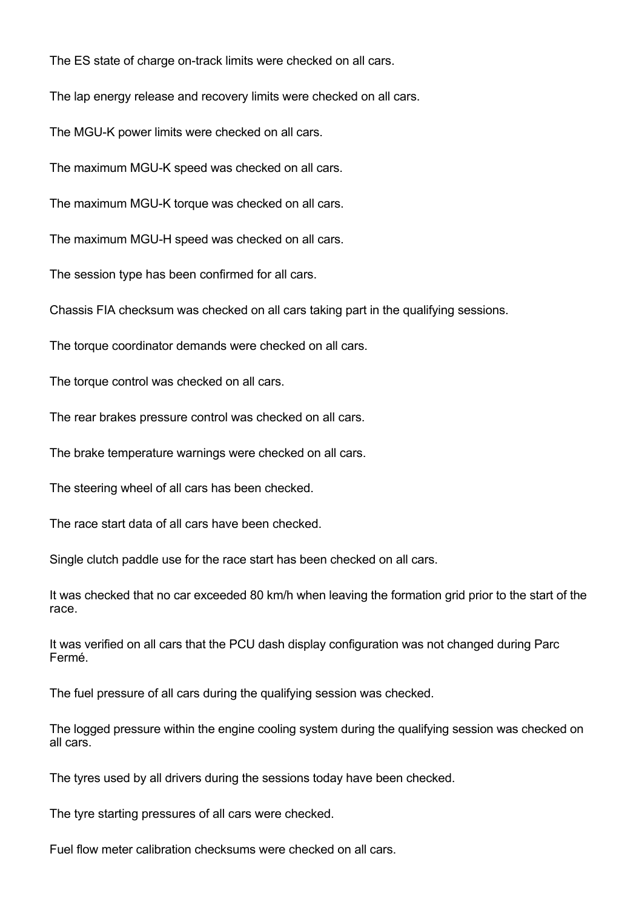The ES state of charge on-track limits were checked on all cars.

The lap energy release and recovery limits were checked on all cars.

The MGU-K power limits were checked on all cars.

The maximum MGU-K speed was checked on all cars.

The maximum MGU-K torque was checked on all cars.

The maximum MGU-H speed was checked on all cars.

The session type has been confirmed for all cars.

Chassis FIA checksum was checked on all cars taking part in the qualifying sessions.

The torque coordinator demands were checked on all cars.

The torque control was checked on all cars.

The rear brakes pressure control was checked on all cars.

The brake temperature warnings were checked on all cars.

The steering wheel of all cars has been checked.

The race start data of all cars have been checked.

Single clutch paddle use for the race start has been checked on all cars.

It was checked that no car exceeded 80 km/h when leaving the formation grid prior to the start of the race.

It was verified on all cars that the PCU dash display configuration was not changed during Parc Fermé.

The fuel pressure of all cars during the qualifying session was checked.

The logged pressure within the engine cooling system during the qualifying session was checked on all cars.

The tyres used by all drivers during the sessions today have been checked.

The tyre starting pressures of all cars were checked.

Fuel flow meter calibration checksums were checked on all cars.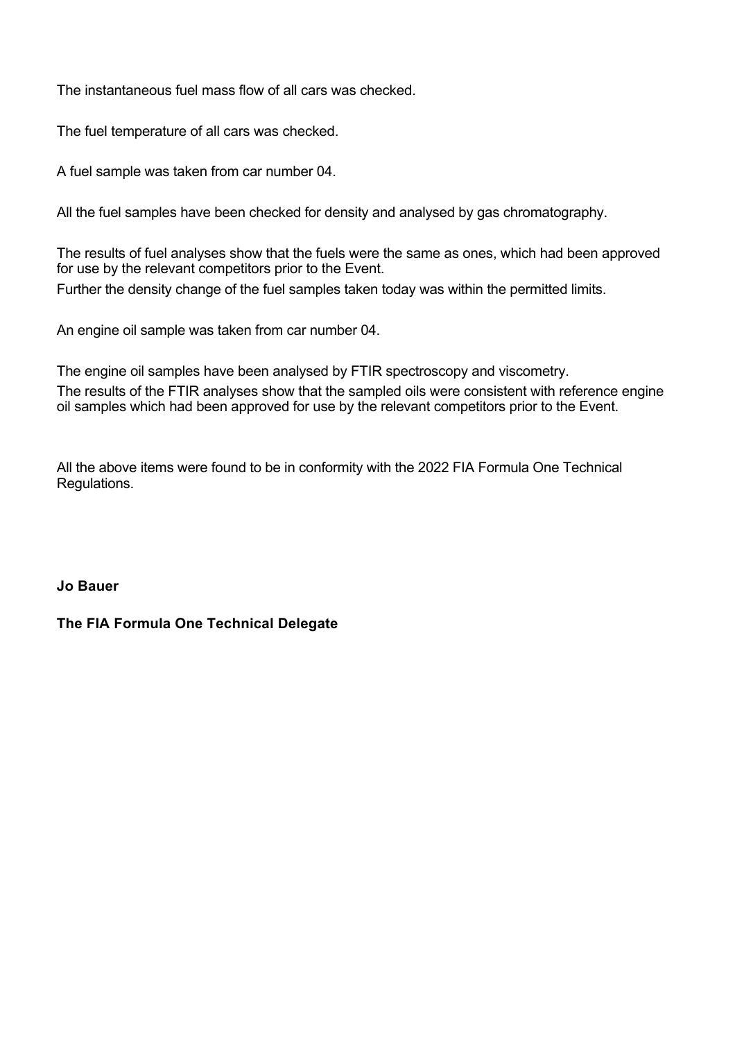The instantaneous fuel mass flow of all cars was checked.

The fuel temperature of all cars was checked.

A fuel sample was taken from car number 04.

All the fuel samples have been checked for density and analysed by gas chromatography.

The results of fuel analyses show that the fuels were the same as ones, which had been approved for use by the relevant competitors prior to the Event.

Further the density change of the fuel samples taken today was within the permitted limits.

An engine oil sample was taken from car number 04.

The engine oil samples have been analysed by FTIR spectroscopy and viscometry.

The results of the FTIR analyses show that the sampled oils were consistent with reference engine oil samples which had been approved for use by the relevant competitors prior to the Event.

All the above items were found to be in conformity with the 2022 FIA Formula One Technical Regulations.

**Jo Bauer**

**The FIA Formula One Technical Delegate**